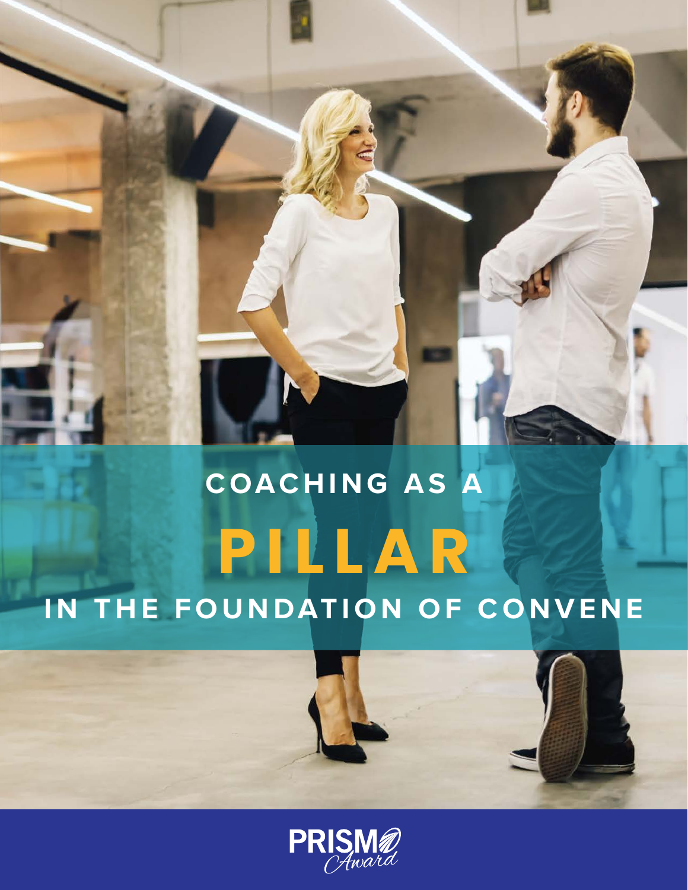# COACHING AS A PILLAR IN THE FOUNDATION OF CONVENE

PRISM Award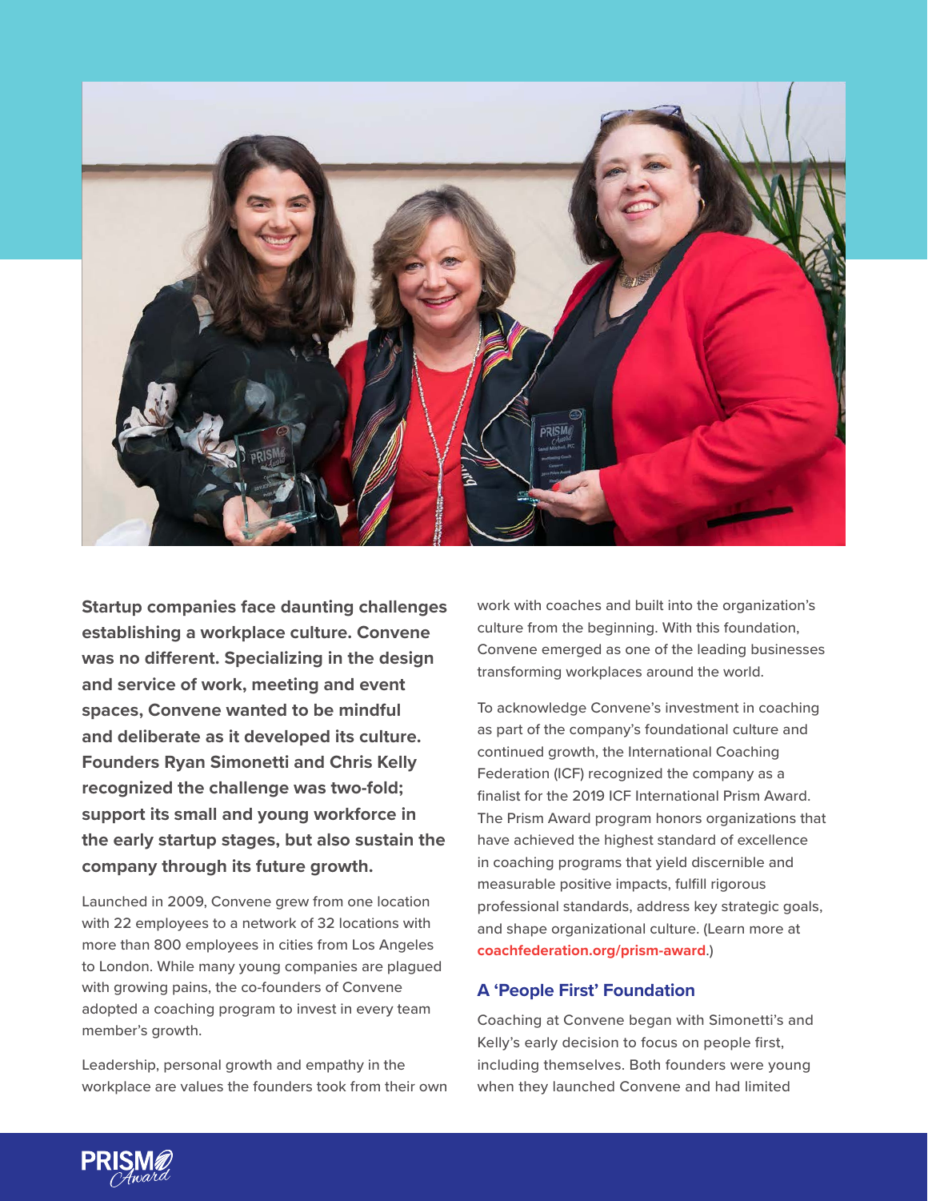**Startup companies face daunting challenges establishing a workplace culture. Convene was no different. Specializing in the design and service of work, meeting and event spaces, Convene wanted to be mindful and deliberate as it developed its culture. Founders Ryan Simonetti and Chris Kelly recognized the challenge was two-fold; support its small and young workforce in the early startup stages, but also sustain the company through its future growth.**

Launched in 2009, Convene grew from one location with 22 employees to a network of 32 locations with more than 800 employees in cities from Los Angeles to London. While many young companies are plagued with growing pains, the co-founders of Convene adopted a coaching program to invest in every team member's growth.

Leadership, personal growth and empathy in the workplace are values the founders took from their own work with coaches and built into the organization's culture from the beginning. With this foundation, Convene emerged as one of the leading businesses transforming workplaces around the world.

To acknowledge Convene's investment in coaching as part of the company's foundational culture and continued growth, the International Coaching Federation (ICF) recognized the company as a finalist for the 2019 ICF International Prism Award. The Prism Award program honors organizations that have achieved the highest standard of excellence in coaching programs that yield discernible and measurable positive impacts, fulfill rigorous professional standards, address key strategic goals, and shape organizational culture. (Learn more at **coachfederation.org/prism-award**.)

### A 'People First' Foundation

Coaching at Convene began with Simonetti's and Kelly's early decision to focus on people first, including themselves. Both founders were young when they launched Convene and had limited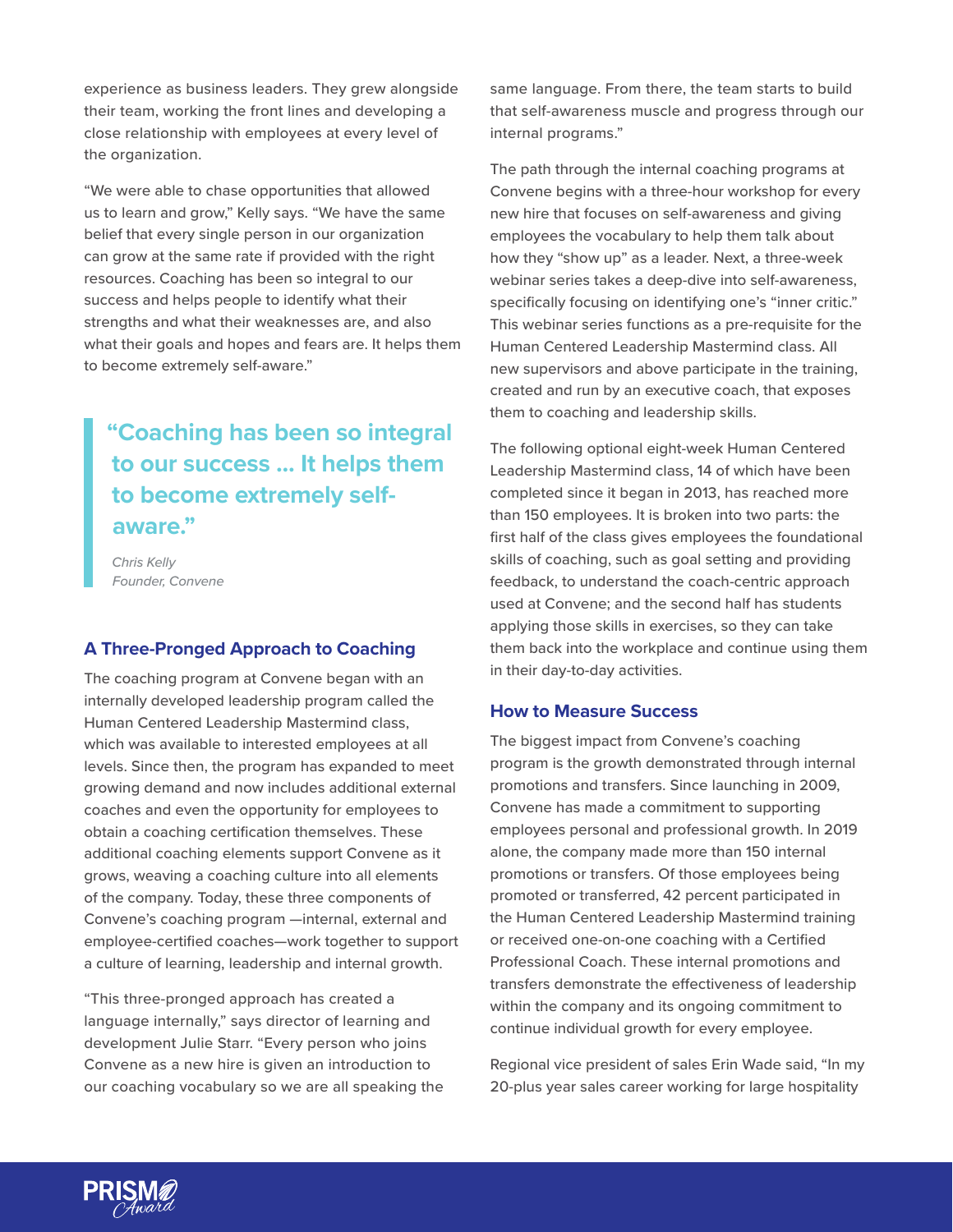experience as business leaders. They grew alongside their team, working the front lines and developing a close relationship with employees at every level of the organization.

"We were able to chase opportunities that allowed us to learn and grow," Kelly says. "We have the same belief that every single person in our organization can grow at the same rate if provided with the right resources. Coaching has been so integral to our success and helps people to identify what their strengths and what their weaknesses are, and also what their goals and hopes and fears are. It helps them to become extremely self-aware."

> **"Coaching has been so integral to our success ... It helps them to become extremely self-aware."**
>
> *Chris Kelly*
> *Founder, Convene*

## A Three-Pronged Approach to Coaching

The coaching program at Convene began with an internally developed leadership program called the Human Centered Leadership Mastermind class, which was available to interested employees at all levels. Since then, the program has expanded to meet growing demand and now includes additional external coaches and even the opportunity for employees to obtain a coaching certification themselves. These additional coaching elements support Convene as it grows, weaving a coaching culture into all elements of the company. Today, these three components of Convene's coaching program —internal, external and employee-certified coaches—work together to support a culture of learning, leadership and internal growth.

"This three-pronged approach has created a language internally," says director of learning and development Julie Starr. "Every person who joins Convene as a new hire is given an introduction to our coaching vocabulary so we are all speaking the same language. From there, the team starts to build that self-awareness muscle and progress through our internal programs."

The path through the internal coaching programs at Convene begins with a three-hour workshop for every new hire that focuses on self-awareness and giving employees the vocabulary to help them talk about how they "show up" as a leader. Next, a three-week webinar series takes a deep-dive into self-awareness, specifically focusing on identifying one's "inner critic." This webinar series functions as a pre-requisite for the Human Centered Leadership Mastermind class. All new supervisors and above participate in the training, created and run by an executive coach, that exposes them to coaching and leadership skills.

The following optional eight-week Human Centered Leadership Mastermind class, 14 of which have been completed since it began in 2013, has reached more than 150 employees. It is broken into two parts: the first half of the class gives employees the foundational skills of coaching, such as goal setting and providing feedback, to understand the coach-centric approach used at Convene; and the second half has students applying those skills in exercises, so they can take them back into the workplace and continue using them in their day-to-day activities.

## How to Measure Success

The biggest impact from Convene's coaching program is the growth demonstrated through internal promotions and transfers. Since launching in 2009, Convene has made a commitment to supporting employees personal and professional growth. In 2019 alone, the company made more than 150 internal promotions or transfers. Of those employees being promoted or transferred, 42 percent participated in the Human Centered Leadership Mastermind training or received one-on-one coaching with a Certified Professional Coach. These internal promotions and transfers demonstrate the effectiveness of leadership within the company and its ongoing commitment to continue individual growth for every employee.

Regional vice president of sales Erin Wade said, "In my 20-plus year sales career working for large hospitality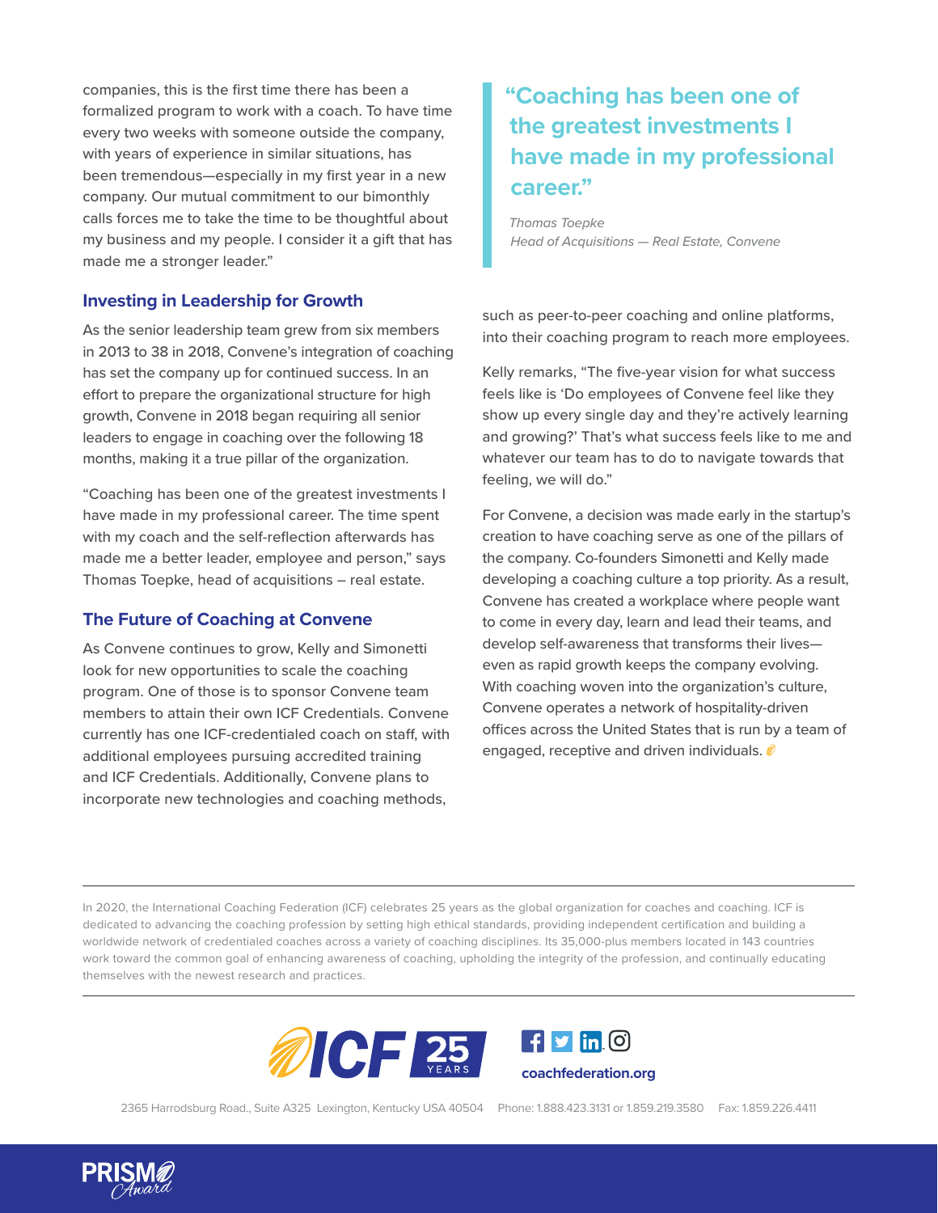companies, this is the first time there has been a formalized program to work with a coach. To have time every two weeks with someone outside the company, with years of experience in similar situations, has been tremendous—especially in my first year in a new company. Our mutual commitment to our bimonthly calls forces me to take the time to be thoughtful about my business and my people. I consider it a gift that has made me a stronger leader."

### Investing in Leadership for Growth

As the senior leadership team grew from six members in 2013 to 38 in 2018, Convene's integration of coaching has set the company up for continued success. In an effort to prepare the organizational structure for high growth, Convene in 2018 began requiring all senior leaders to engage in coaching over the following 18 months, making it a true pillar of the organization.

"Coaching has been one of the greatest investments I have made in my professional career. The time spent with my coach and the self-reflection afterwards has made me a better leader, employee and person," says Thomas Toepke, head of acquisitions – real estate.

### The Future of Coaching at Convene

As Convene continues to grow, Kelly and Simonetti look for new opportunities to scale the coaching program. One of those is to sponsor Convene team members to attain their own ICF Credentials. Convene currently has one ICF-credentialed coach on staff, with additional employees pursuing accredited training and ICF Credentials. Additionally, Convene plans to incorporate new technologies and coaching methods, such as peer-to-peer coaching and online platforms, into their coaching program to reach more employees.

> **"Coaching has been one of the greatest investments I have made in my professional career."**
>
> *Thomas Toepke*
> *Head of Acquisitions — Real Estate, Convene*

Kelly remarks, "The five-year vision for what success feels like is 'Do employees of Convene feel like they show up every single day and they're actively learning and growing?' That's what success feels like to me and whatever our team has to do to navigate towards that feeling, we will do."

For Convene, a decision was made early in the startup's creation to have coaching serve as one of the pillars of the company. Co-founders Simonetti and Kelly made developing a coaching culture a top priority. As a result, Convene has created a workplace where people want to come in every day, learn and lead their teams, and develop self-awareness that transforms their lives—even as rapid growth keeps the company evolving. With coaching woven into the organization's culture, Convene operates a network of hospitality-driven offices across the United States that is run by a team of engaged, receptive and driven individuals.

---

In 2020, the International Coaching Federation (ICF) celebrates 25 years as the global organization for coaches and coaching. ICF is dedicated to advancing the coaching profession by setting high ethical standards, providing independent certification and building a worldwide network of credentialed coaches across a variety of coaching disciplines. Its 35,000-plus members located in 143 countries work toward the common goal of enhancing awareness of coaching, upholding the integrity of the profession, and continually educating themselves with the newest research and practices.

---

ICF 25 YEARS

coachfederation.org

2365 Harrodsburg Road., Suite A325 Lexington, Kentucky USA 40504 Phone: 1.888.423.3131 or 1.859.219.3580 Fax: 1.859.226.4411

PRISM Award